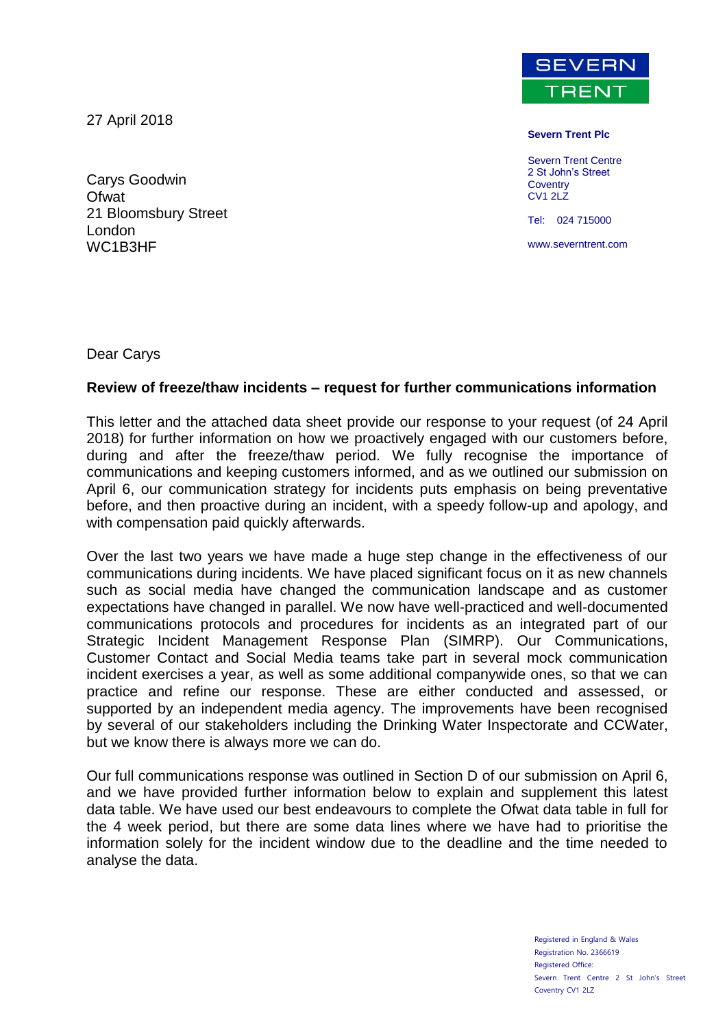SEVERN TRENT

**Severn Trent Plc**

Severn Trent Centre
2 St John's Street
Coventry
CV1 2LZ

Tel: 024 715000

www.severntrent.com

27 April 2018

Carys Goodwin
Ofwat
21 Bloomsbury Street
London
WC1B3HF

Dear Carys

**Review of freeze/thaw incidents – request for further communications information**

This letter and the attached data sheet provide our response to your request (of 24 April 2018) for further information on how we proactively engaged with our customers before, during and after the freeze/thaw period. We fully recognise the importance of communications and keeping customers informed, and as we outlined our submission on April 6, our communication strategy for incidents puts emphasis on being preventative before, and then proactive during an incident, with a speedy follow-up and apology, and with compensation paid quickly afterwards.

Over the last two years we have made a huge step change in the effectiveness of our communications during incidents. We have placed significant focus on it as new channels such as social media have changed the communication landscape and as customer expectations have changed in parallel. We now have well-practiced and well-documented communications protocols and procedures for incidents as an integrated part of our Strategic Incident Management Response Plan (SIMRP). Our Communications, Customer Contact and Social Media teams take part in several mock communication incident exercises a year, as well as some additional companywide ones, so that we can practice and refine our response. These are either conducted and assessed, or supported by an independent media agency. The improvements have been recognised by several of our stakeholders including the Drinking Water Inspectorate and CCWater, but we know there is always more we can do.

Our full communications response was outlined in Section D of our submission on April 6, and we have provided further information below to explain and supplement this latest data table. We have used our best endeavours to complete the Ofwat data table in full for the 4 week period, but there are some data lines where we have had to prioritise the information solely for the incident window due to the deadline and the time needed to analyse the data.

Registered in England & Wales
Registration No. 2366619
Registered Office:
Severn Trent Centre 2 St John's Street
Coventry CV1 2LZ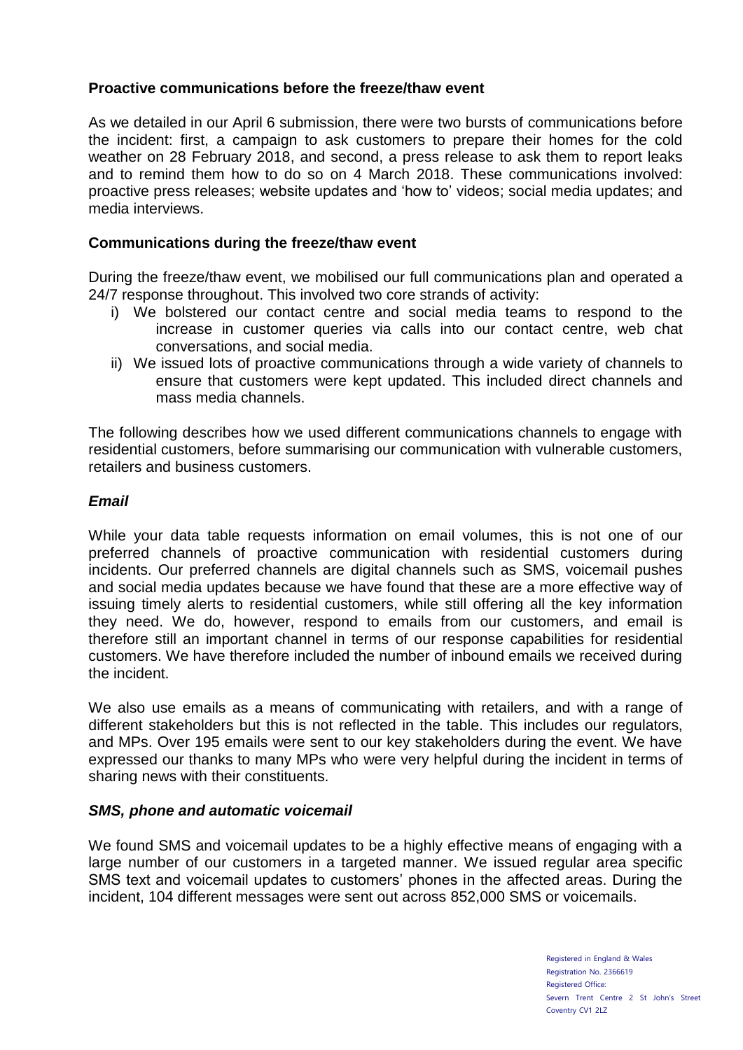**Proactive communications before the freeze/thaw event**

As we detailed in our April 6 submission, there were two bursts of communications before the incident: first, a campaign to ask customers to prepare their homes for the cold weather on 28 February 2018, and second, a press release to ask them to report leaks and to remind them how to do so on 4 March 2018. These communications involved: proactive press releases; website updates and 'how to' videos; social media updates; and media interviews.

**Communications during the freeze/thaw event**

During the freeze/thaw event, we mobilised our full communications plan and operated a 24/7 response throughout. This involved two core strands of activity:

i) We bolstered our contact centre and social media teams to respond to the increase in customer queries via calls into our contact centre, web chat conversations, and social media.
ii) We issued lots of proactive communications through a wide variety of channels to ensure that customers were kept updated. This included direct channels and mass media channels.

The following describes how we used different communications channels to engage with residential customers, before summarising our communication with vulnerable customers, retailers and business customers.

***Email***

While your data table requests information on email volumes, this is not one of our preferred channels of proactive communication with residential customers during incidents. Our preferred channels are digital channels such as SMS, voicemail pushes and social media updates because we have found that these are a more effective way of issuing timely alerts to residential customers, while still offering all the key information they need. We do, however, respond to emails from our customers, and email is therefore still an important channel in terms of our response capabilities for residential customers. We have therefore included the number of inbound emails we received during the incident.

We also use emails as a means of communicating with retailers, and with a range of different stakeholders but this is not reflected in the table. This includes our regulators, and MPs. Over 195 emails were sent to our key stakeholders during the event. We have expressed our thanks to many MPs who were very helpful during the incident in terms of sharing news with their constituents.

***SMS, phone and automatic voicemail***

We found SMS and voicemail updates to be a highly effective means of engaging with a large number of our customers in a targeted manner. We issued regular area specific SMS text and voicemail updates to customers' phones in the affected areas. During the incident, 104 different messages were sent out across 852,000 SMS or voicemails.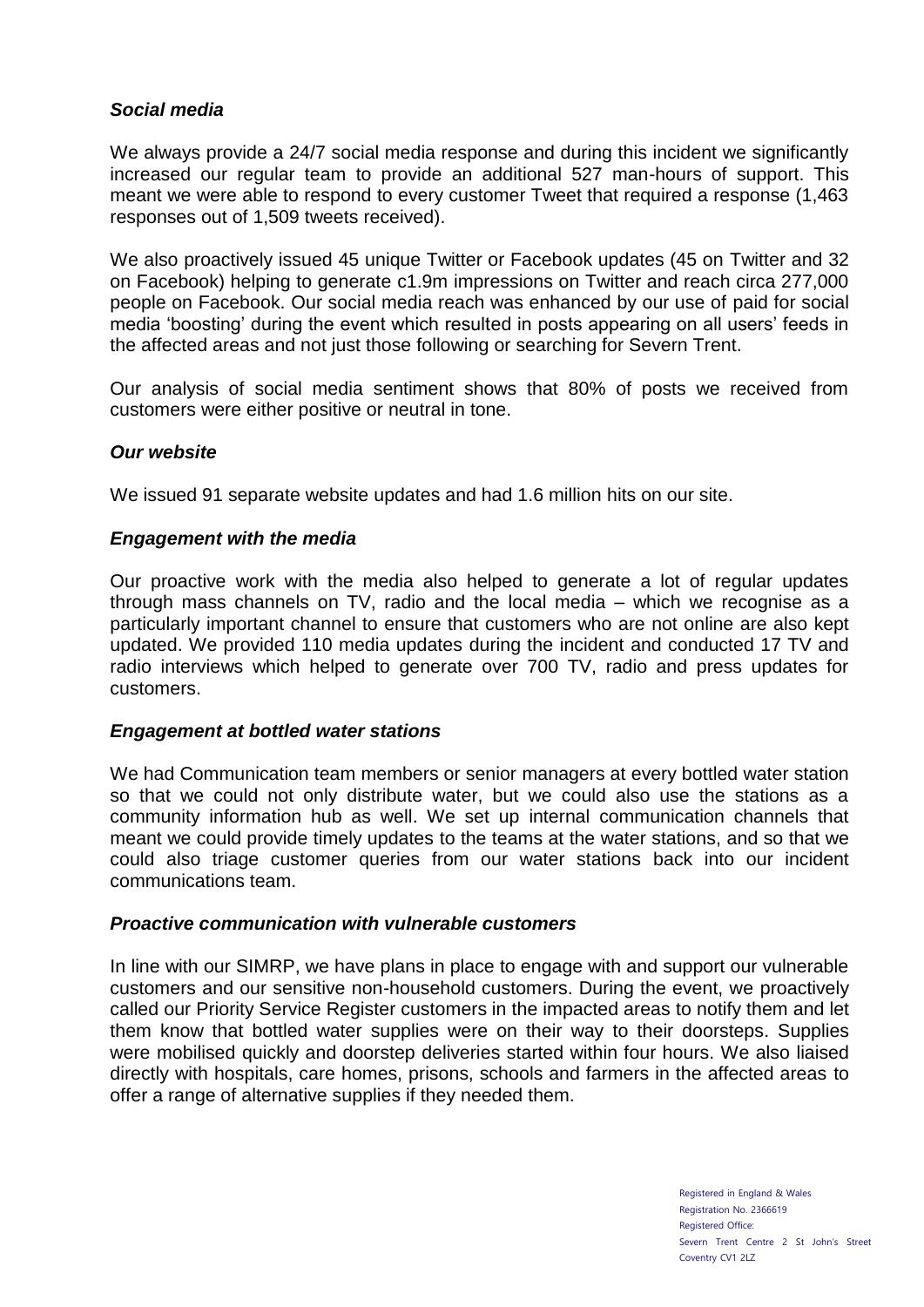***Social media***

We always provide a 24/7 social media response and during this incident we significantly increased our regular team to provide an additional 527 man-hours of support. This meant we were able to respond to every customer Tweet that required a response (1,463 responses out of 1,509 tweets received).

We also proactively issued 45 unique Twitter or Facebook updates (45 on Twitter and 32 on Facebook) helping to generate c1.9m impressions on Twitter and reach circa 277,000 people on Facebook. Our social media reach was enhanced by our use of paid for social media 'boosting' during the event which resulted in posts appearing on all users' feeds in the affected areas and not just those following or searching for Severn Trent.

Our analysis of social media sentiment shows that 80% of posts we received from customers were either positive or neutral in tone.

***Our website***

We issued 91 separate website updates and had 1.6 million hits on our site.

***Engagement with the media***

Our proactive work with the media also helped to generate a lot of regular updates through mass channels on TV, radio and the local media – which we recognise as a particularly important channel to ensure that customers who are not online are also kept updated. We provided 110 media updates during the incident and conducted 17 TV and radio interviews which helped to generate over 700 TV, radio and press updates for customers.

***Engagement at bottled water stations***

We had Communication team members or senior managers at every bottled water station so that we could not only distribute water, but we could also use the stations as a community information hub as well. We set up internal communication channels that meant we could provide timely updates to the teams at the water stations, and so that we could also triage customer queries from our water stations back into our incident communications team.

***Proactive communication with vulnerable customers***

In line with our SIMRP, we have plans in place to engage with and support our vulnerable customers and our sensitive non-household customers. During the event, we proactively called our Priority Service Register customers in the impacted areas to notify them and let them know that bottled water supplies were on their way to their doorsteps. Supplies were mobilised quickly and doorstep deliveries started within four hours. We also liaised directly with hospitals, care homes, prisons, schools and farmers in the affected areas to offer a range of alternative supplies if they needed them.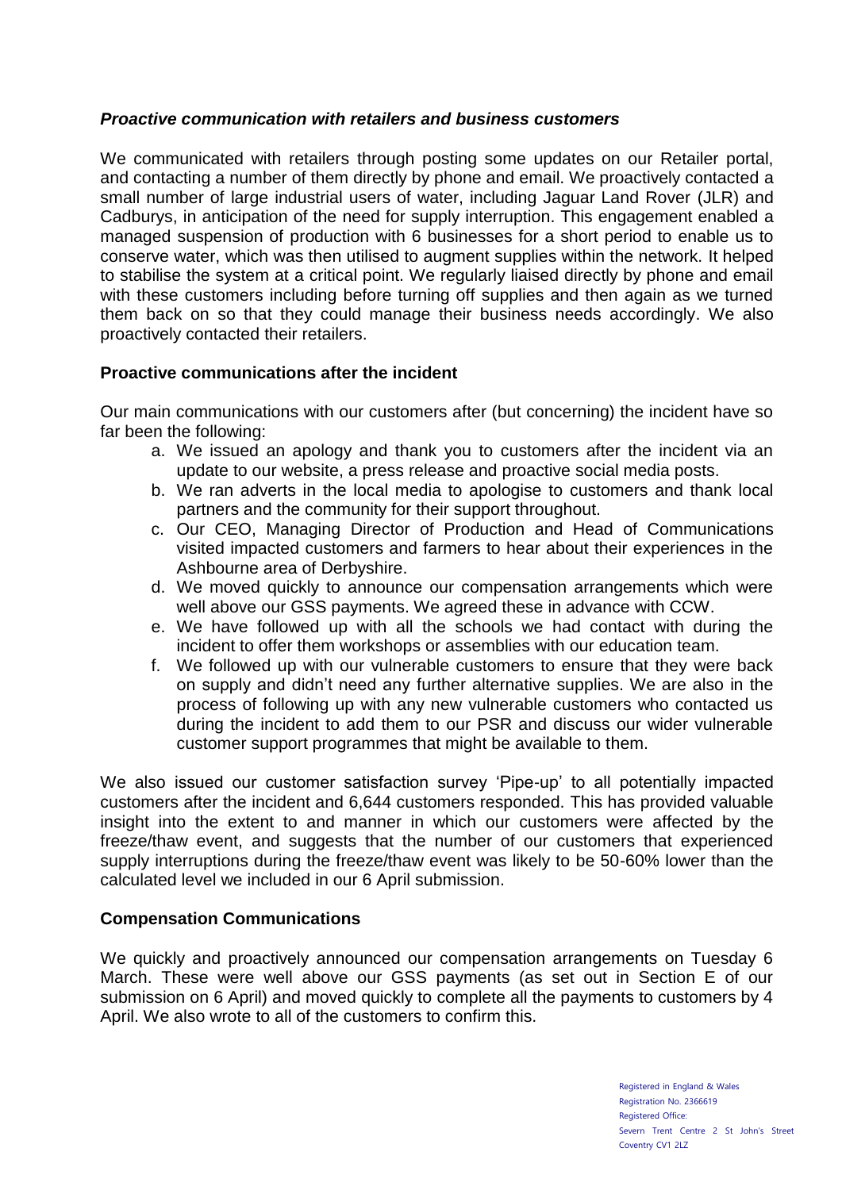### ***Proactive communication with retailers and business customers***

We communicated with retailers through posting some updates on our Retailer portal, and contacting a number of them directly by phone and email. We proactively contacted a small number of large industrial users of water, including Jaguar Land Rover (JLR) and Cadburys, in anticipation of the need for supply interruption. This engagement enabled a managed suspension of production with 6 businesses for a short period to enable us to conserve water, which was then utilised to augment supplies within the network. It helped to stabilise the system at a critical point. We regularly liaised directly by phone and email with these customers including before turning off supplies and then again as we turned them back on so that they could manage their business needs accordingly. We also proactively contacted their retailers.

### **Proactive communications after the incident**

Our main communications with our customers after (but concerning) the incident have so far been the following:

a. We issued an apology and thank you to customers after the incident via an update to our website, a press release and proactive social media posts.
b. We ran adverts in the local media to apologise to customers and thank local partners and the community for their support throughout.
c. Our CEO, Managing Director of Production and Head of Communications visited impacted customers and farmers to hear about their experiences in the Ashbourne area of Derbyshire.
d. We moved quickly to announce our compensation arrangements which were well above our GSS payments. We agreed these in advance with CCW.
e. We have followed up with all the schools we had contact with during the incident to offer them workshops or assemblies with our education team.
f. We followed up with our vulnerable customers to ensure that they were back on supply and didn't need any further alternative supplies. We are also in the process of following up with any new vulnerable customers who contacted us during the incident to add them to our PSR and discuss our wider vulnerable customer support programmes that might be available to them.

We also issued our customer satisfaction survey 'Pipe-up' to all potentially impacted customers after the incident and 6,644 customers responded. This has provided valuable insight into the extent to and manner in which our customers were affected by the freeze/thaw event, and suggests that the number of our customers that experienced supply interruptions during the freeze/thaw event was likely to be 50-60% lower than the calculated level we included in our 6 April submission.

### **Compensation Communications**

We quickly and proactively announced our compensation arrangements on Tuesday 6 March. These were well above our GSS payments (as set out in Section E of our submission on 6 April) and moved quickly to complete all the payments to customers by 4 April. We also wrote to all of the customers to confirm this.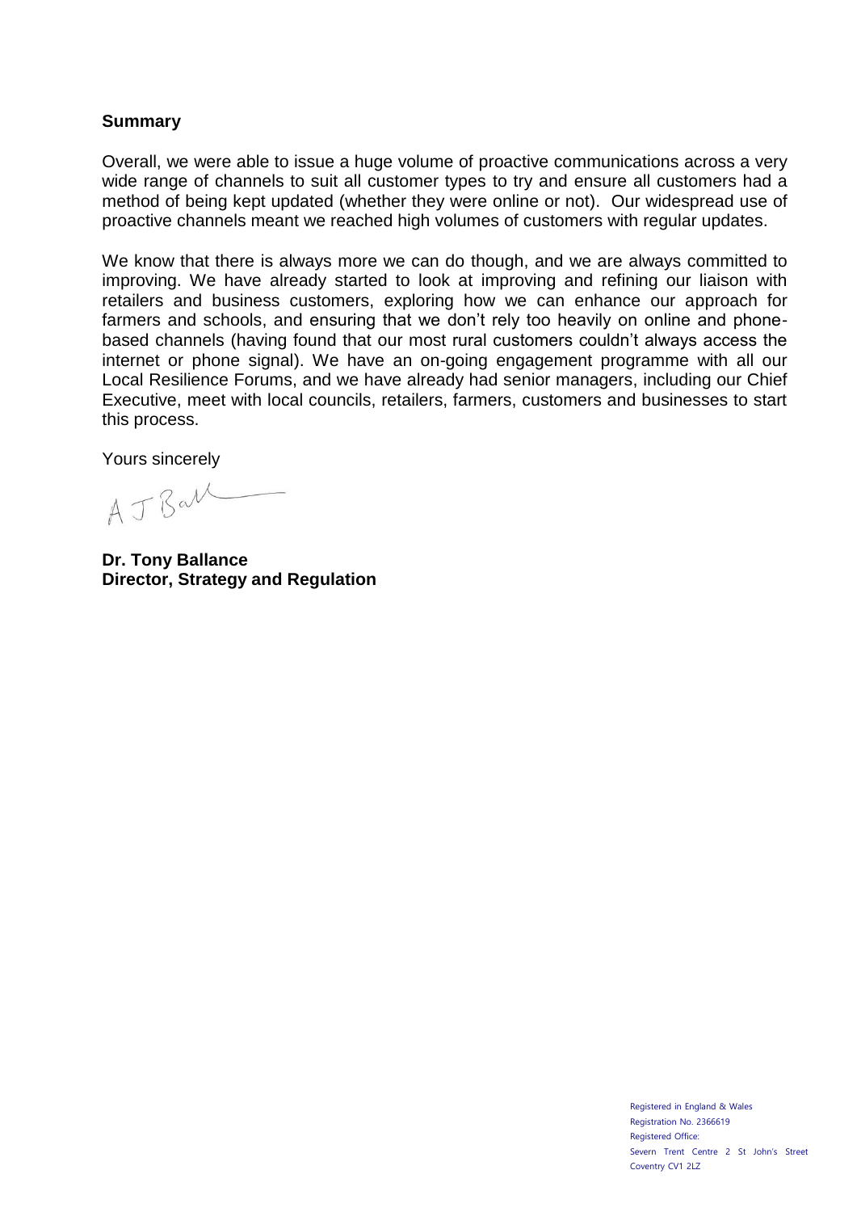**Summary**

Overall, we were able to issue a huge volume of proactive communications across a very wide range of channels to suit all customer types to try and ensure all customers had a method of being kept updated (whether they were online or not). Our widespread use of proactive channels meant we reached high volumes of customers with regular updates.

We know that there is always more we can do though, and we are always committed to improving. We have already started to look at improving and refining our liaison with retailers and business customers, exploring how we can enhance our approach for farmers and schools, and ensuring that we don't rely too heavily on online and phone-based channels (having found that our most rural customers couldn't always access the internet or phone signal). We have an on-going engagement programme with all our Local Resilience Forums, and we have already had senior managers, including our Chief Executive, meet with local councils, retailers, farmers, customers and businesses to start this process.

Yours sincerely

A J Ball

**Dr. Tony Ballance**
**Director, Strategy and Regulation**

Registered in England & Wales
Registration No. 2366619
Registered Office:
Severn Trent Centre 2 St John's Street
Coventry CV1 2LZ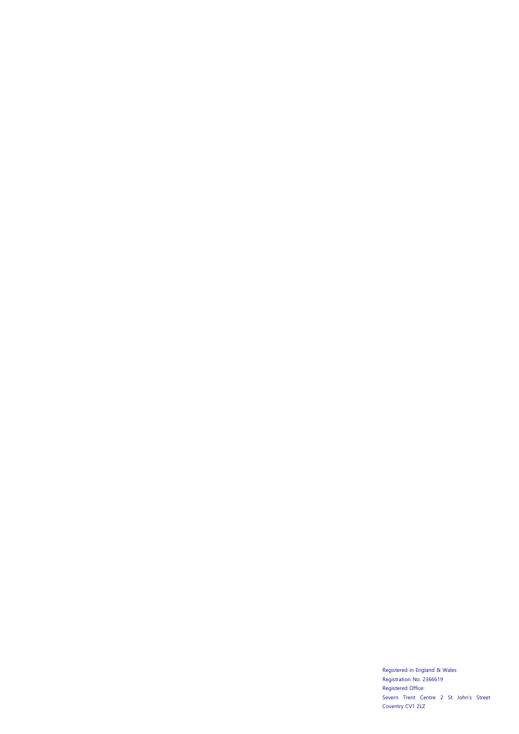Registered in England & Wales
Registration No. 2366619
Registered Office:
Severn Trent Centre 2 St John's Street
Coventry CV1 2LZ